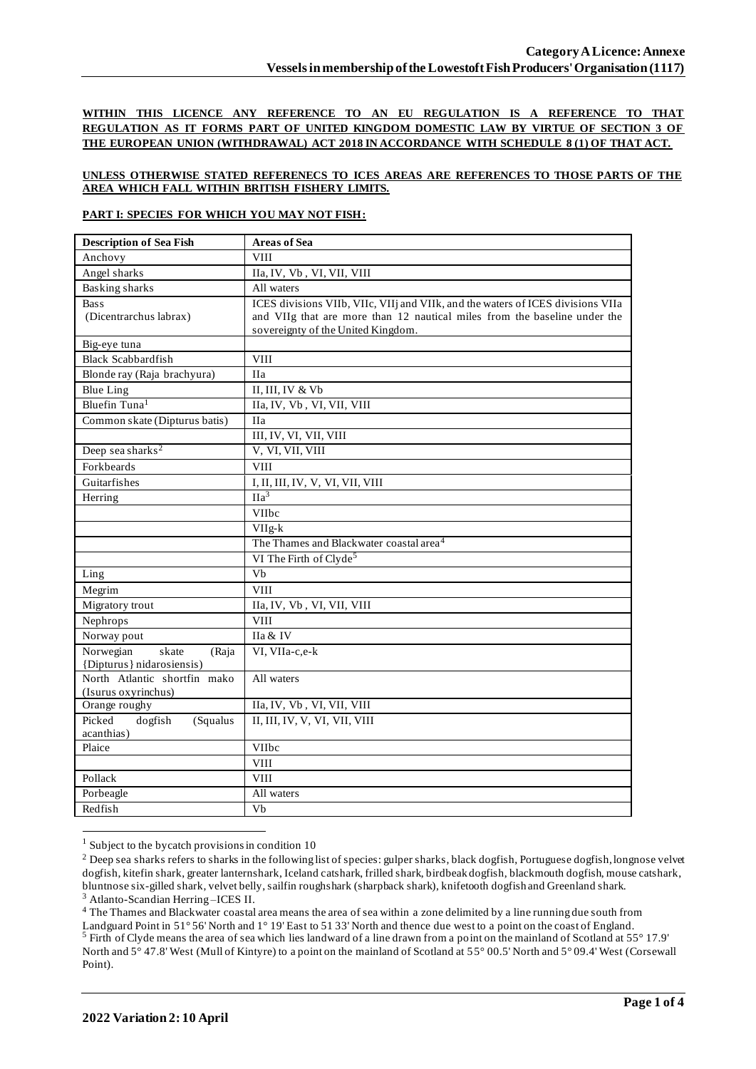**Category A Licence: Annexe**
**Vessels in membership of the Lowestoft Fish Producers' Organisation (1117)**

**WITHIN THIS LICENCE ANY REFERENCE TO AN EU REGULATION IS A REFERENCE TO THAT REGULATION AS IT FORMS PART OF UNITED KINGDOM DOMESTIC LAW BY VIRTUE OF SECTION 3 OF THE EUROPEAN UNION (WITHDRAWAL) ACT 2018 IN ACCORDANCE WITH SCHEDULE 8 (1) OF THAT ACT.**

**UNLESS OTHERWISE STATED REFERENECS TO ICES AREAS ARE REFERENCES TO THOSE PARTS OF THE AREA WHICH FALL WITHIN BRITISH FISHERY LIMITS.**

**PART I: SPECIES FOR WHICH YOU MAY NOT FISH:**

| Description of Sea Fish | Areas of Sea |
|---|---|
| Anchovy | VIII |
| Angel sharks | IIa, IV, Vb , VI, VII, VIII |
| Basking sharks | All waters |
| Bass (Dicentrarchus labrax) | ICES divisions VIIb, VIIc, VIIj and VIIk, and the waters of ICES divisions VIIa and VIIg that are more than 12 nautical miles from the baseline under the sovereignty of the United Kingdom. |
| Big-eye tuna | |
| Black Scabbardfish | VIII |
| Blonde ray (Raja brachyura) | IIa |
| Blue Ling | II, III, IV & Vb |
| Bluefin Tuna[1] | IIa, IV, Vb , VI, VII, VIII |
| Common skate (Dipturus batis) | IIa |
| | III, IV, VI, VII, VIII |
| Deep sea sharks[2] | V, VI, VII, VIII |
| Forkbeards | VIII |
| Guitarfishes | I, II, III, IV, V, VI, VII, VIII |
| Herring | IIa[3] |
| | VIIbc |
| | VIIg-k |
| | The Thames and Blackwater coastal area[4] |
| | VI The Firth of Clyde[5] |
| Ling | Vb |
| Megrim | VIII |
| Migratory trout | IIa, IV, Vb , VI, VII, VIII |
| Nephrops | VIII |
| Norway pout | IIa & IV |
| Norwegian skate (Raja {Dipturus} nidarosiensis) | VI, VIIa-c,e-k |
| North Atlantic shortfin mako (Isurus oxyrinchus) | All waters |
| Orange roughy | IIa, IV, Vb , VI, VII, VIII |
| Picked dogfish (Squalus acanthias) | II, III, IV, V, VI, VII, VIII |
| Plaice | VIIbc |
| | VIII |
| Pollack | VIII |
| Porbeagle | All waters |
| Redfish | Vb |

[1] Subject to the bycatch provisions in condition 10

[2] Deep sea sharks refers to sharks in the following list of species: gulper sharks, black dogfish, Portuguese dogfish, longnose velvet dogfish, kitefin shark, greater lanternshark, Iceland catshark, frilled shark, birdbeak dogfish, blackmouth dogfish, mouse catshark, bluntnose six-gilled shark, velvet belly, sailfin roughshark (sharpback shark), knifetooth dogfish and Greenland shark.

[3] Atlanto-Scandian Herring –ICES II.

[4] The Thames and Blackwater coastal area means the area of sea within a zone delimited by a line running due south from Landguard Point in 51° 56' North and 1° 19' East to 51 33' North and thence due west to a point on the coast of England.

[5] Firth of Clyde means the area of sea which lies landward of a line drawn from a point on the mainland of Scotland at 55° 17.9' North and 5° 47.8' West (Mull of Kintyre) to a point on the mainland of Scotland at 55° 00.5' North and 5° 09.4' West (Corsewall Point).

**2022 Variation 2: 10 April**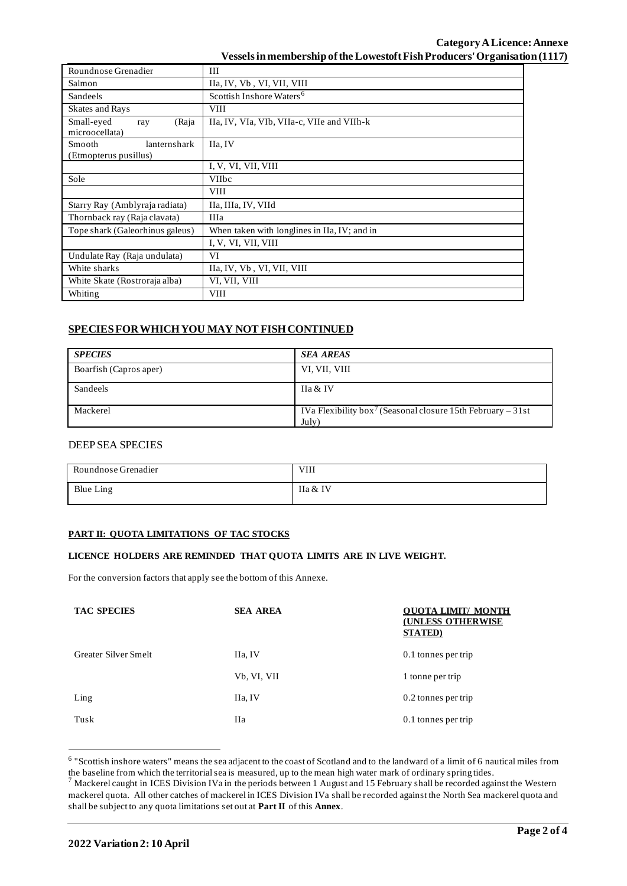| | |
|---|---|
| Roundnose Grenadier | III |
| Salmon | IIa, IV, Vb , VI, VII, VIII |
| Sandeels | Scottish Inshore Waters[6] |
| Skates and Rays | VIII |
| Small-eyed ray (Raja microocellata) | IIa, IV, VIa, VIb, VIIa-c, VIIe and VIIh-k |
| Smooth lanternshark (Etmopterus pusillus) | IIa, IV |
| | I, V, VI, VII, VIII |
| Sole | VIIbc |
| | VIII |
| Starry Ray (Amblyraja radiata) | IIa, IIIa, IV, VIId |
| Thornback ray (Raja clavata) | IIIa |
| Tope shark (Galeorhinus galeus) | When taken with longlines in IIa, IV; and in |
| | I, V, VI, VII, VIII |
| Undulate Ray (Raja undulata) | VI |
| White sharks | IIa, IV, Vb , VI, VII, VIII |
| White Skate (Rostroraja alba) | VI, VII, VIII |
| Whiting | VIII |

## SPECIES FOR WHICH YOU MAY NOT FISH CONTINUED

| *SPECIES* | *SEA AREAS* |
|---|---|
| Boarfish (Capros aper) | VI, VII, VIII |
| Sandeels | IIa & IV |
| Mackerel | IVa Flexibility box[7] (Seasonal closure 15th February – 31st July) |

DEEP SEA SPECIES

| | |
|---|---|
| Roundnose Grenadier | VIII |
| Blue Ling | IIa & IV |

**PART II: QUOTA LIMITATIONS OF TAC STOCKS**

**LICENCE HOLDERS ARE REMINDED THAT QUOTA LIMITS ARE IN LIVE WEIGHT.**

For the conversion factors that apply see the bottom of this Annexe.

| TAC SPECIES | SEA AREA | QUOTA LIMIT/ MONTH (UNLESS OTHERWISE STATED) |
|---|---|---|
| Greater Silver Smelt | IIa, IV | 0.1 tonnes per trip |
| | Vb, VI, VII | 1 tonne per trip |
| Ling | IIa, IV | 0.2 tonnes per trip |
| Tusk | IIa | 0.1 tonnes per trip |

[6] "Scottish inshore waters" means the sea adjacent to the coast of Scotland and to the landward of a limit of 6 nautical miles from the baseline from which the territorial sea is measured, up to the mean high water mark of ordinary spring tides.

[7] Mackerel caught in ICES Division IVa in the periods between 1 August and 15 February shall be recorded against the Western mackerel quota. All other catches of mackerel in ICES Division IVa shall be recorded against the North Sea mackerel quota and shall be subject to any quota limitations set out at **Part II** of this **Annex**.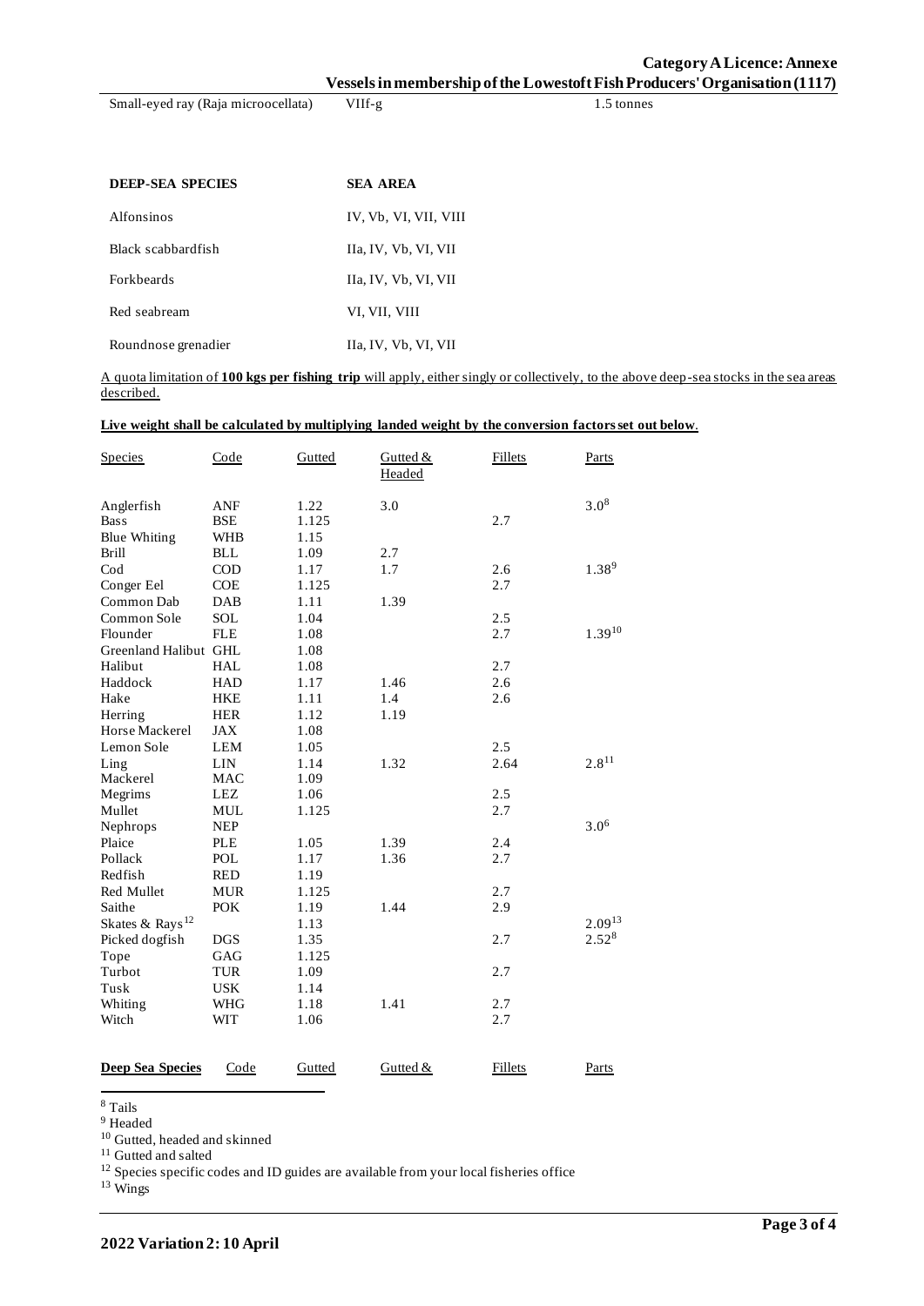| | | |
|---|---|---|
| Small-eyed ray (Raja microocellata) | VIIf-g | 1.5 tonnes |

| DEEP-SEA SPECIES | SEA AREA |
|---|---|
| Alfonsinos | IV, Vb, VI, VII, VIII |
| Black scabbardfish | IIa, IV, Vb, VI, VII |
| Forkbeards | IIa, IV, Vb, VI, VII |
| Red seabream | VI, VII, VIII |
| Roundnose grenadier | IIa, IV, Vb, VI, VII |

A quota limitation of **100 kgs per fishing trip** will apply, either singly or collectively, to the above deep-sea stocks in the sea areas described.

**Live weight shall be calculated by multiplying landed weight by the conversion factors set out below.**

| Species | Code | Gutted | Gutted & Headed | Fillets | Parts |
|---|---|---|---|---|---|
| Anglerfish | ANF | 1.22 | 3.0 | | 3.0[8] |
| Bass | BSE | 1.125 | | 2.7 | |
| Blue Whiting | WHB | 1.15 | | | |
| Brill | BLL | 1.09 | 2.7 | | |
| Cod | COD | 1.17 | 1.7 | 2.6 | 1.38[9] |
| Conger Eel | COE | 1.125 | | 2.7 | |
| Common Dab | DAB | 1.11 | 1.39 | | |
| Common Sole | SOL | 1.04 | | 2.5 | |
| Flounder | FLE | 1.08 | | 2.7 | 1.39[10] |
| Greenland Halibut | GHL | 1.08 | | | |
| Halibut | HAL | 1.08 | | 2.7 | |
| Haddock | HAD | 1.17 | 1.46 | 2.6 | |
| Hake | HKE | 1.11 | 1.4 | 2.6 | |
| Herring | HER | 1.12 | 1.19 | | |
| Horse Mackerel | JAX | 1.08 | | | |
| Lemon Sole | LEM | 1.05 | | 2.5 | |
| Ling | LIN | 1.14 | 1.32 | 2.64 | 2.8[11] |
| Mackerel | MAC | 1.09 | | | |
| Megrims | LEZ | 1.06 | | 2.5 | |
| Mullet | MUL | 1.125 | | 2.7 | |
| Nephrops | NEP | | | | 3.0[6] |
| Plaice | PLE | 1.05 | 1.39 | 2.4 | |
| Pollack | POL | 1.17 | 1.36 | 2.7 | |
| Redfish | RED | 1.19 | | | |
| Red Mullet | MUR | 1.125 | | 2.7 | |
| Saithe | POK | 1.19 | 1.44 | 2.9 | |
| Skates & Rays[12] | | 1.13 | | | 2.09[13] |
| Picked dogfish | DGS | 1.35 | | 2.7 | 2.52[8] |
| Tope | GAG | 1.125 | | | |
| Turbot | TUR | 1.09 | | 2.7 | |
| Tusk | USK | 1.14 | | | |
| Whiting | WHG | 1.18 | 1.41 | 2.7 | |
| Witch | WIT | 1.06 | | 2.7 | |

| Deep Sea Species | Code | Gutted | Gutted & | Fillets | Parts |
|---|---|---|---|---|---|

[8] Tails
[9] Headed
[10] Gutted, headed and skinned
[11] Gutted and salted
[12] Species specific codes and ID guides are available from your local fisheries office
[13] Wings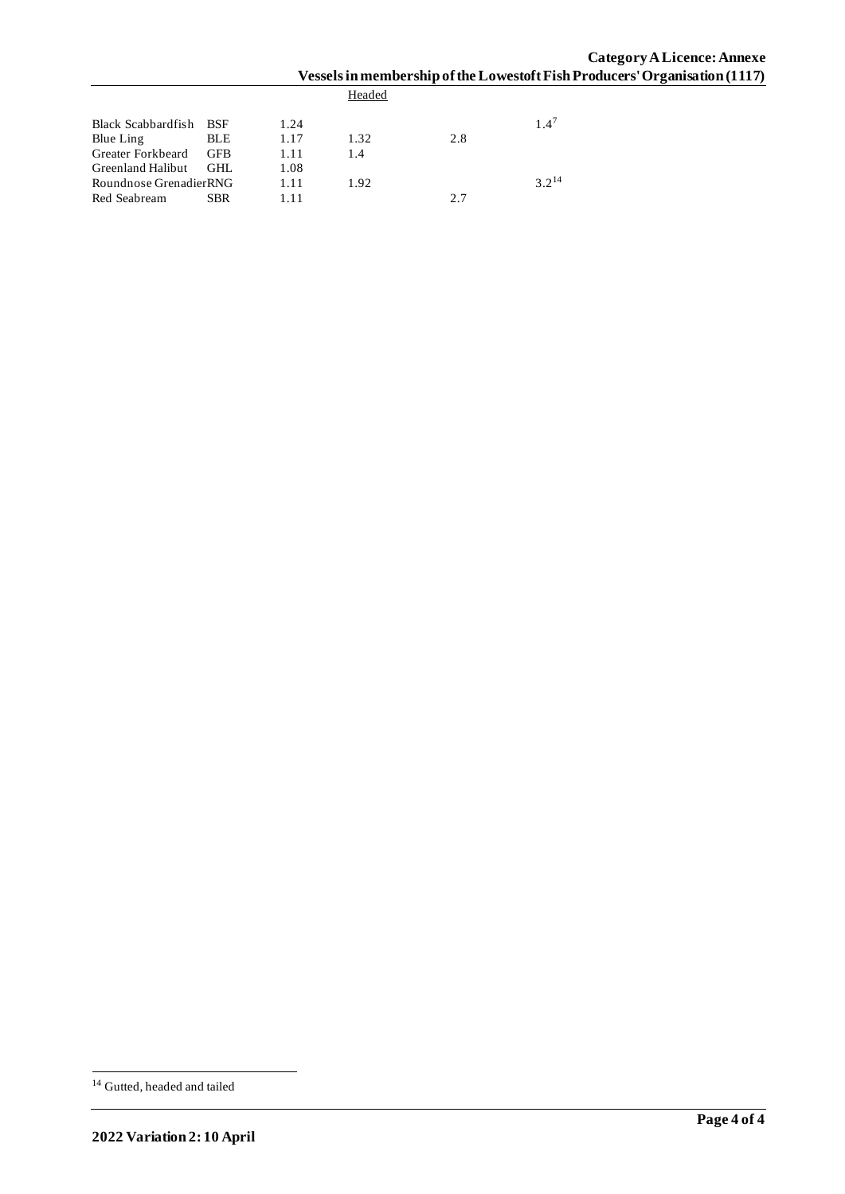| | | | Headed | | |
|---|---|---|---|---|---|
| Black Scabbardfish | BSF | 1.24 | | | 1.4[7] |
| Blue Ling | BLE | 1.17 | 1.32 | 2.8 | |
| Greater Forkbeard | GFB | 1.11 | 1.4 | | |
| Greenland Halibut | GHL | 1.08 | | | |
| Roundnose Grenadier | RNG | 1.11 | 1.92 | | 3.2[14] |
| Red Seabream | SBR | 1.11 | | 2.7 | |

[14] Gutted, headed and tailed